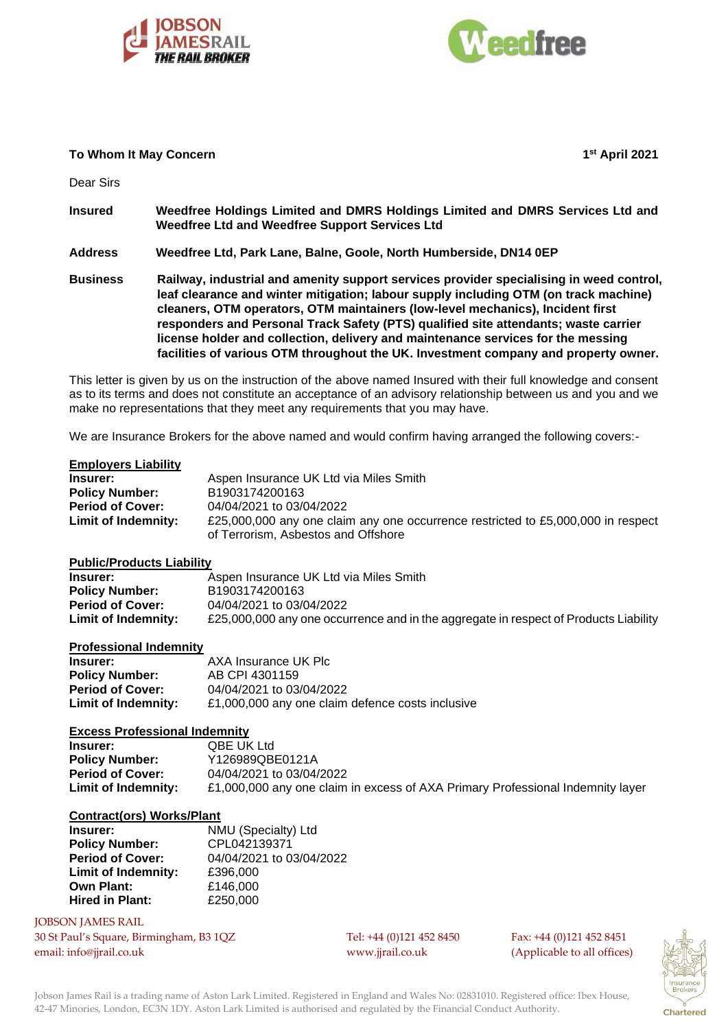**To Whom It May Concern** **1st April 2021**

Dear Sirs

| | |
|---|---|
| **Insured** | **Weedfree Holdings Limited and DMRS Holdings Limited and DMRS Services Ltd and Weedfree Ltd and Weedfree Support Services Ltd** |
| **Address** | **Weedfree Ltd, Park Lane, Balne, Goole, North Humberside, DN14 0EP** |
| **Business** | **Railway, industrial and amenity support services provider specialising in weed control, leaf clearance and winter mitigation; labour supply including OTM (on track machine) cleaners, OTM operators, OTM maintainers (low-level mechanics), Incident first responders and Personal Track Safety (PTS) qualified site attendants; waste carrier license holder and collection, delivery and maintenance services for the messing facilities of various OTM throughout the UK. Investment company and property owner.** |

This letter is given by us on the instruction of the above named Insured with their full knowledge and consent as to its terms and does not constitute an acceptance of an advisory relationship between us and you and we make no representations that they meet any requirements that you may have.

We are Insurance Brokers for the above named and would confirm having arranged the following covers:-

**Employers Liability**

| | |
|---|---|
| **Insurer:** | Aspen Insurance UK Ltd via Miles Smith |
| **Policy Number:** | B1903174200163 |
| **Period of Cover:** | 04/04/2021 to 03/04/2022 |
| **Limit of Indemnity:** | £25,000,000 any one claim any one occurrence restricted to £5,000,000 in respect of Terrorism, Asbestos and Offshore |

**Public/Products Liability**

| | |
|---|---|
| **Insurer:** | Aspen Insurance UK Ltd via Miles Smith |
| **Policy Number:** | B1903174200163 |
| **Period of Cover:** | 04/04/2021 to 03/04/2022 |
| **Limit of Indemnity:** | £25,000,000 any one occurrence and in the aggregate in respect of Products Liability |

**Professional Indemnity**

| | |
|---|---|
| **Insurer:** | AXA Insurance UK Plc |
| **Policy Number:** | AB CPI 4301159 |
| **Period of Cover:** | 04/04/2021 to 03/04/2022 |
| **Limit of Indemnity:** | £1,000,000 any one claim defence costs inclusive |

**Excess Professional Indemnity**

| | |
|---|---|
| **Insurer:** | QBE UK Ltd |
| **Policy Number:** | Y126989QBE0121A |
| **Period of Cover:** | 04/04/2021 to 03/04/2022 |
| **Limit of Indemnity:** | £1,000,000 any one claim in excess of AXA Primary Professional Indemnity layer |

**Contract(ors) Works/Plant**

| | |
|---|---|
| **Insurer:** | NMU (Specialty) Ltd |
| **Policy Number:** | CPL042139371 |
| **Period of Cover:** | 04/04/2021 to 03/04/2022 |
| **Limit of Indemnity:** | £396,000 |
| **Own Plant:** | £146,000 |
| **Hired in Plant:** | £250,000 |

JOBSON JAMES RAIL
30 St Paul's Square, Birmingham, B3 1QZ
email: info@jjrail.co.uk
Tel: +44 (0)121 452 8450
www.jjrail.co.uk
Fax: +44 (0)121 452 8451
(Applicable to all offices)

Jobson James Rail is a trading name of Aston Lark Limited. Registered in England and Wales No: 02831010. Registered office: Ibex House, 42-47 Minories, London, EC3N 1DY. Aston Lark Limited is authorised and regulated by the Financial Conduct Authority.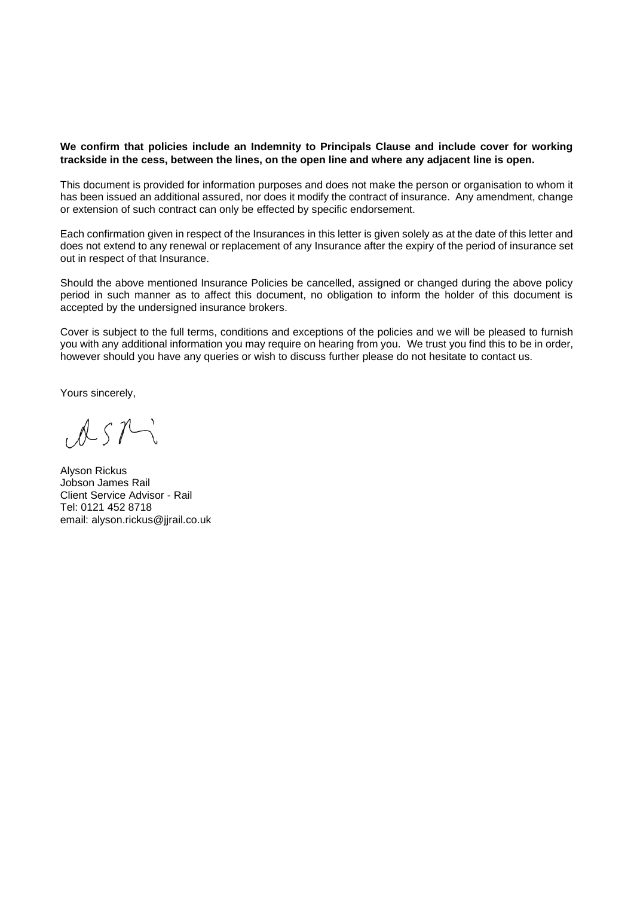**We confirm that policies include an Indemnity to Principals Clause and include cover for working trackside in the cess, between the lines, on the open line and where any adjacent line is open.**

This document is provided for information purposes and does not make the person or organisation to whom it has been issued an additional assured, nor does it modify the contract of insurance. Any amendment, change or extension of such contract can only be effected by specific endorsement.

Each confirmation given in respect of the Insurances in this letter is given solely as at the date of this letter and does not extend to any renewal or replacement of any Insurance after the expiry of the period of insurance set out in respect of that Insurance.

Should the above mentioned Insurance Policies be cancelled, assigned or changed during the above policy period in such manner as to affect this document, no obligation to inform the holder of this document is accepted by the undersigned insurance brokers.

Cover is subject to the full terms, conditions and exceptions of the policies and we will be pleased to furnish you with any additional information you may require on hearing from you. We trust you find this to be in order, however should you have any queries or wish to discuss further please do not hesitate to contact us.

Yours sincerely,

Alyson Rickus
Jobson James Rail
Client Service Advisor - Rail
Tel: 0121 452 8718
email: alyson.rickus@jjrail.co.uk